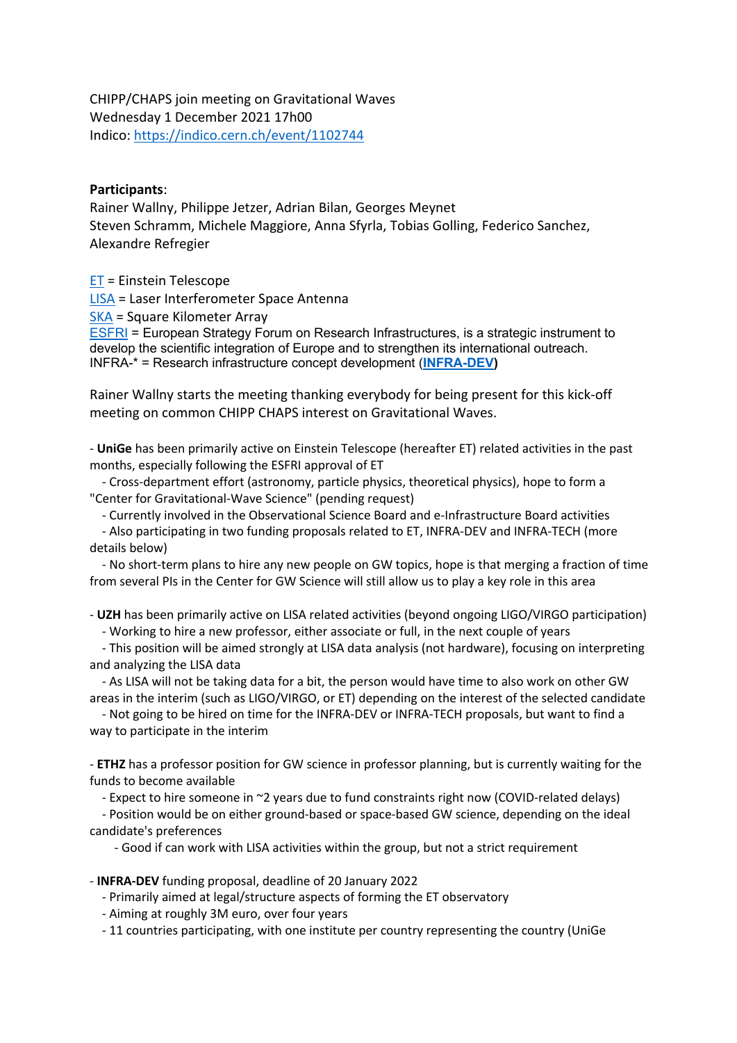CHIPP/CHAPS join meeting on Gravitational Waves
Wednesday 1 December 2021 17h00
Indico: [https://indico.cern.ch/event/1102744](https://indico.cern.ch/event/1102744)

**Participants**:
Rainer Wallny, Philippe Jetzer, Adrian Bilan, Georges Meynet
Steven Schramm, Michele Maggiore, Anna Sfyrla, Tobias Golling, Federico Sanchez, Alexandre Refregier

ET = Einstein Telescope
LISA = Laser Interferometer Space Antenna
SKA = Square Kilometer Array
ESFRI = European Strategy Forum on Research Infrastructures, is a strategic instrument to develop the scientific integration of Europe and to strengthen its international outreach.
INFRA-* = Research infrastructure concept development (**INFRA-DEV**)

Rainer Wallny starts the meeting thanking everybody for being present for this kick-off meeting on common CHIPP CHAPS interest on Gravitational Waves.

- **UniGe** has been primarily active on Einstein Telescope (hereafter ET) related activities in the past months, especially following the ESFRI approval of ET
   - Cross-department effort (astronomy, particle physics, theoretical physics), hope to form a "Center for Gravitational-Wave Science" (pending request)
   - Currently involved in the Observational Science Board and e-Infrastructure Board activities
   - Also participating in two funding proposals related to ET, INFRA-DEV and INFRA-TECH (more details below)
   - No short-term plans to hire any new people on GW topics, hope is that merging a fraction of time from several PIs in the Center for GW Science will still allow us to play a key role in this area

- **UZH** has been primarily active on LISA related activities (beyond ongoing LIGO/VIRGO participation)
   - Working to hire a new professor, either associate or full, in the next couple of years
   - This position will be aimed strongly at LISA data analysis (not hardware), focusing on interpreting and analyzing the LISA data
   - As LISA will not be taking data for a bit, the person would have time to also work on other GW areas in the interim (such as LIGO/VIRGO, or ET) depending on the interest of the selected candidate
   - Not going to be hired on time for the INFRA-DEV or INFRA-TECH proposals, but want to find a way to participate in the interim

- **ETHZ** has a professor position for GW science in professor planning, but is currently waiting for the funds to become available
   - Expect to hire someone in ~2 years due to fund constraints right now (COVID-related delays)
   - Position would be on either ground-based or space-based GW science, depending on the ideal candidate's preferences
      - Good if can work with LISA activities within the group, but not a strict requirement

- **INFRA-DEV** funding proposal, deadline of 20 January 2022
   - Primarily aimed at legal/structure aspects of forming the ET observatory
   - Aiming at roughly 3M euro, over four years
   - 11 countries participating, with one institute per country representing the country (UniGe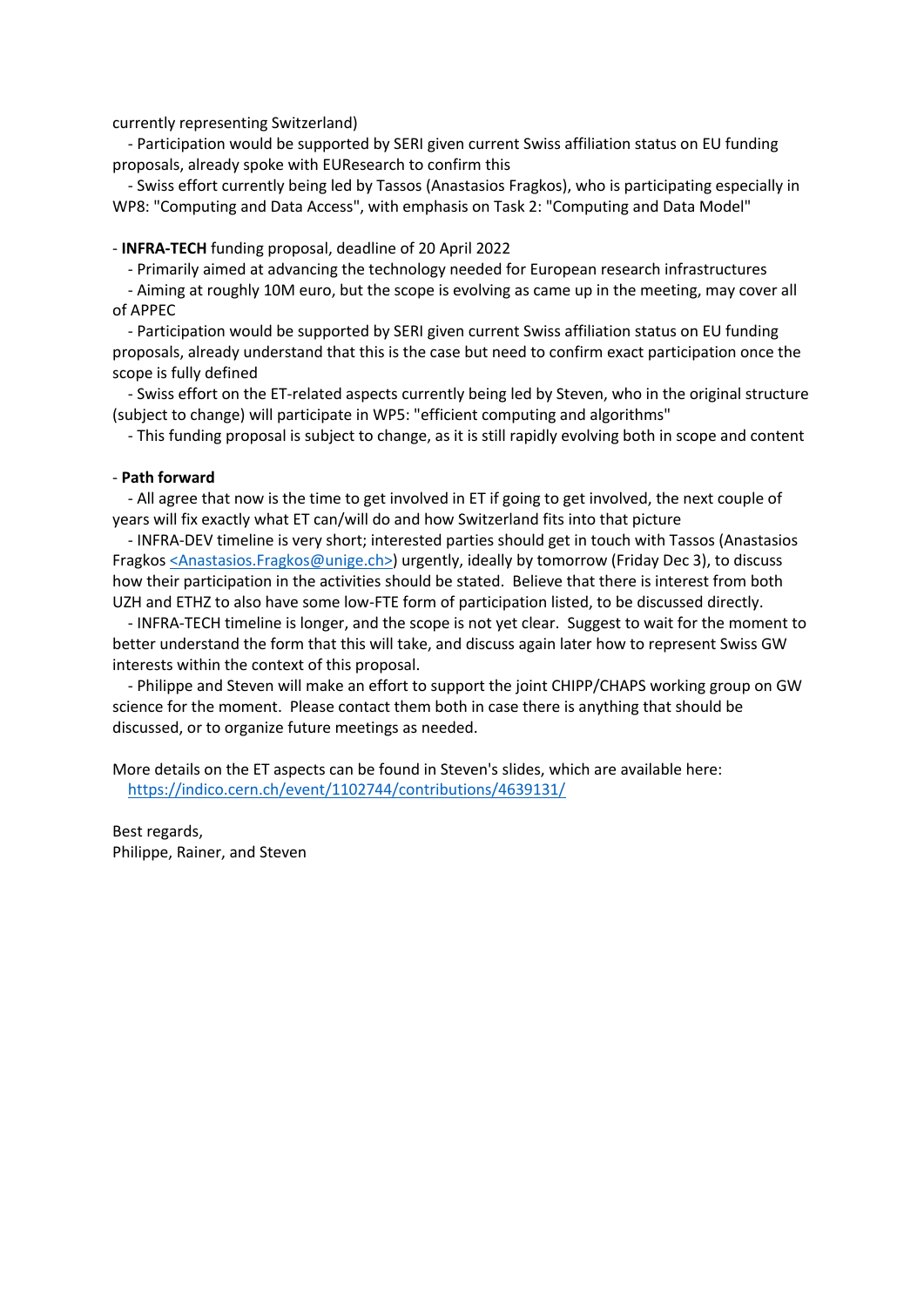currently representing Switzerland)

- Participation would be supported by SERI given current Swiss affiliation status on EU funding proposals, already spoke with EUResearch to confirm this
- Swiss effort currently being led by Tassos (Anastasios Fragkos), who is participating especially in WP8: "Computing and Data Access", with emphasis on Task 2: "Computing and Data Model"

- **INFRA-TECH** funding proposal, deadline of 20 April 2022
  - Primarily aimed at advancing the technology needed for European research infrastructures
  - Aiming at roughly 10M euro, but the scope is evolving as came up in the meeting, may cover all of APPEC
  - Participation would be supported by SERI given current Swiss affiliation status on EU funding proposals, already understand that this is the case but need to confirm exact participation once the scope is fully defined
  - Swiss effort on the ET-related aspects currently being led by Steven, who in the original structure (subject to change) will participate in WP5: "efficient computing and algorithms"
  - This funding proposal is subject to change, as it is still rapidly evolving both in scope and content

- **Path forward**
  - All agree that now is the time to get involved in ET if going to get involved, the next couple of years will fix exactly what ET can/will do and how Switzerland fits into that picture
  - INFRA-DEV timeline is very short; interested parties should get in touch with Tassos (Anastasios Fragkos <Anastasios.Fragkos@unige.ch>) urgently, ideally by tomorrow (Friday Dec 3), to discuss how their participation in the activities should be stated. Believe that there is interest from both UZH and ETHZ to also have some low-FTE form of participation listed, to be discussed directly.
  - INFRA-TECH timeline is longer, and the scope is not yet clear. Suggest to wait for the moment to better understand the form that this will take, and discuss again later how to represent Swiss GW interests within the context of this proposal.
  - Philippe and Steven will make an effort to support the joint CHIPP/CHAPS working group on GW science for the moment. Please contact them both in case there is anything that should be discussed, or to organize future meetings as needed.

More details on the ET aspects can be found in Steven's slides, which are available here:
https://indico.cern.ch/event/1102744/contributions/4639131/

Best regards,
Philippe, Rainer, and Steven